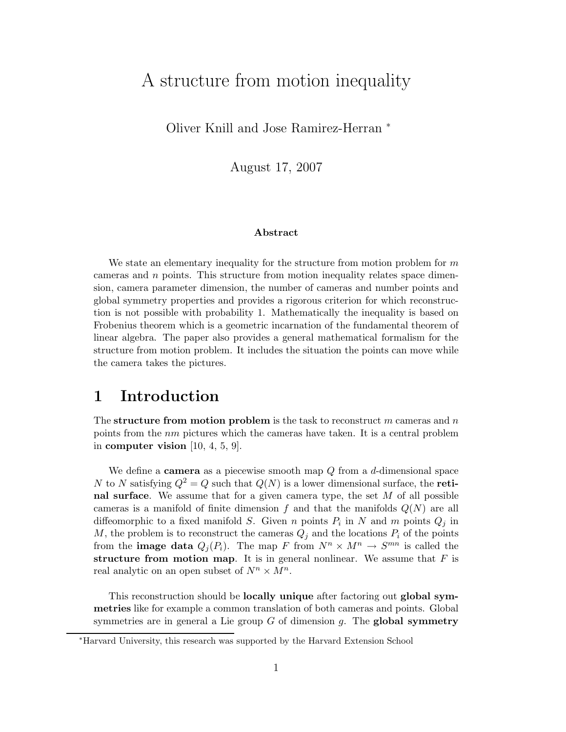# A structure from motion inequality

Oliver Knill and Jose Ramirez-Herran [*]

August 17, 2007

### Abstract

We state an elementary inequality for the structure from motion problem for $m$ cameras and $n$ points. This structure from motion inequality relates space dimension, camera parameter dimension, the number of cameras and number points and global symmetry properties and provides a rigorous criterion for which reconstruction is not possible with probability 1. Mathematically the inequality is based on Frobenius theorem which is a geometric incarnation of the fundamental theorem of linear algebra. The paper also provides a general mathematical formalism for the structure from motion problem. It includes the situation the points can move while the camera takes the pictures.

## 1 Introduction

The **structure from motion problem** is the task to reconstruct $m$ cameras and $n$ points from the $nm$ pictures which the cameras have taken. It is a central problem in **computer vision** [10, 4, 5, 9].

We define a **camera** as a piecewise smooth map $Q$ from a $d$-dimensional space $N$ to $N$ satisfying $Q^2 = Q$ such that $Q(N)$ is a lower dimensional surface, the **retinal surface**. We assume that for a given camera type, the set $M$ of all possible cameras is a manifold of finite dimension $f$ and that the manifolds $Q(N)$ are all diffeomorphic to a fixed manifold $S$. Given $n$ points $P_i$ in $N$ and $m$ points $Q_j$ in $M$, the problem is to reconstruct the cameras $Q_j$ and the locations $P_i$ of the points from the **image data** $Q_j(P_i)$. The map $F$ from $N^n \times M^n \to S^{mn}$ is called the **structure from motion map**. It is in general nonlinear. We assume that $F$ is real analytic on an open subset of $N^n \times M^n$.

This reconstruction should be **locally unique** after factoring out **global symmetries** like for example a common translation of both cameras and points. Global symmetries are in general a Lie group $G$ of dimension $g$. The **global symmetry**

[*] Harvard University, this research was supported by the Harvard Extension School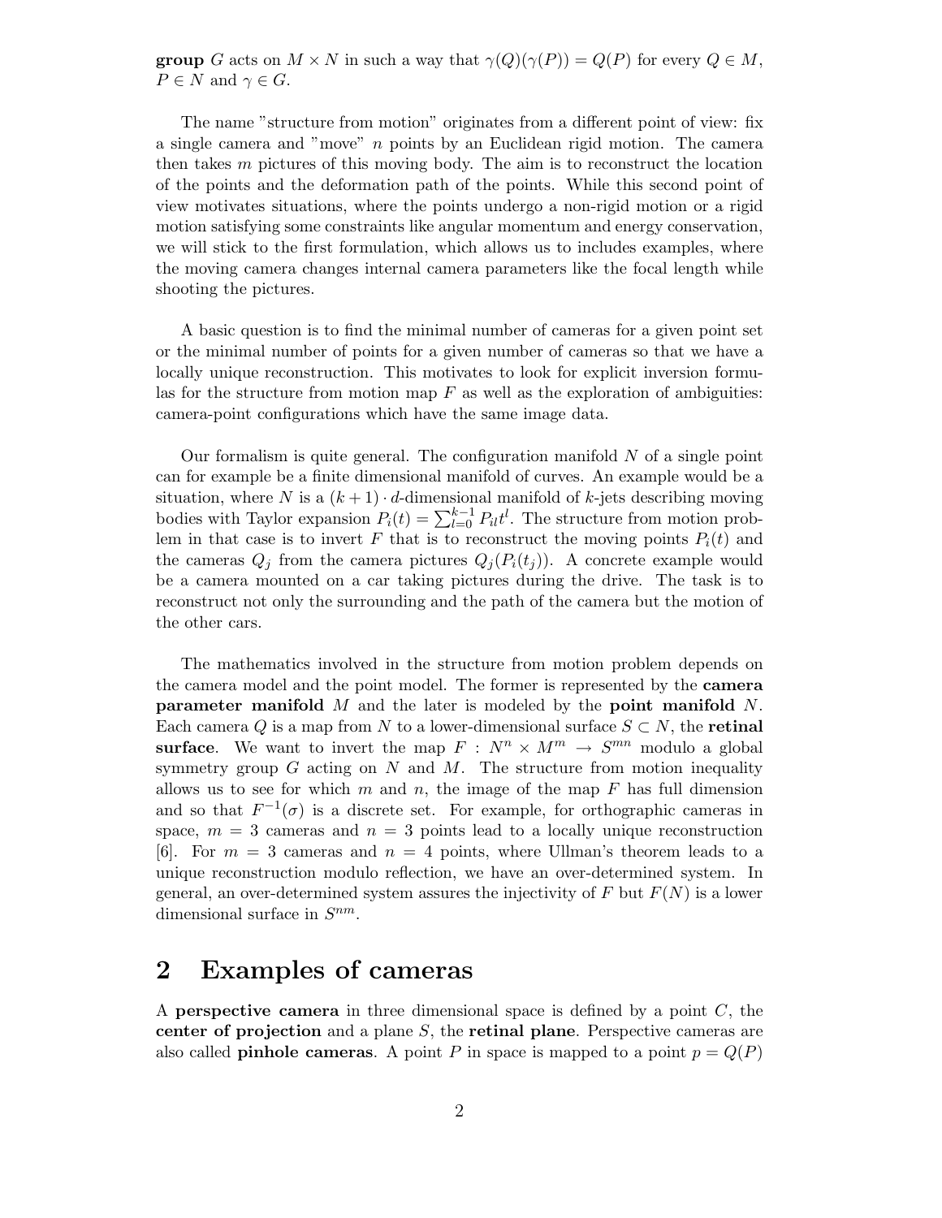**group** $G$ acts on $M \times N$ in such a way that $\gamma(Q)(\gamma(P)) = Q(P)$ for every $Q \in M$, $P \in N$ and $\gamma \in G$.

The name "structure from motion" originates from a different point of view: fix a single camera and "move" $n$ points by an Euclidean rigid motion. The camera then takes $m$ pictures of this moving body. The aim is to reconstruct the location of the points and the deformation path of the points. While this second point of view motivates situations, where the points undergo a non-rigid motion or a rigid motion satisfying some constraints like angular momentum and energy conservation, we will stick to the first formulation, which allows us to includes examples, where the moving camera changes internal camera parameters like the focal length while shooting the pictures.

A basic question is to find the minimal number of cameras for a given point set or the minimal number of points for a given number of cameras so that we have a locally unique reconstruction. This motivates to look for explicit inversion formulas for the structure from motion map $F$ as well as the exploration of ambiguities: camera-point configurations which have the same image data.

Our formalism is quite general. The configuration manifold $N$ of a single point can for example be a finite dimensional manifold of curves. An example would be a situation, where $N$ is a $(k+1) \cdot d$-dimensional manifold of $k$-jets describing moving bodies with Taylor expansion $P_i(t) = \sum_{l=0}^{k-1} P_{il} t^l$. The structure from motion problem in that case is to invert $F$ that is to reconstruct the moving points $P_i(t)$ and the cameras $Q_j$ from the camera pictures $Q_j(P_i(t_j))$. A concrete example would be a camera mounted on a car taking pictures during the drive. The task is to reconstruct not only the surrounding and the path of the camera but the motion of the other cars.

The mathematics involved in the structure from motion problem depends on the camera model and the point model. The former is represented by the **camera parameter manifold** $M$ and the later is modeled by the **point manifold** $N$. Each camera $Q$ is a map from $N$ to a lower-dimensional surface $S \subset N$, the **retinal surface**. We want to invert the map $F : N^n \times M^m \to S^{mn}$ modulo a global symmetry group $G$ acting on $N$ and $M$. The structure from motion inequality allows us to see for which $m$ and $n$, the image of the map $F$ has full dimension and so that $F^{-1}(\sigma)$ is a discrete set. For example, for orthographic cameras in space, $m = 3$ cameras and $n = 3$ points lead to a locally unique reconstruction [6]. For $m = 3$ cameras and $n = 4$ points, where Ullman's theorem leads to a unique reconstruction modulo reflection, we have an over-determined system. In general, an over-determined system assures the injectivity of $F$ but $F(N)$ is a lower dimensional surface in $S^{nm}$.

## 2 Examples of cameras

A **perspective camera** in three dimensional space is defined by a point $C$, the **center of projection** and a plane $S$, the **retinal plane**. Perspective cameras are also called **pinhole cameras**. A point $P$ in space is mapped to a point $p = Q(P)$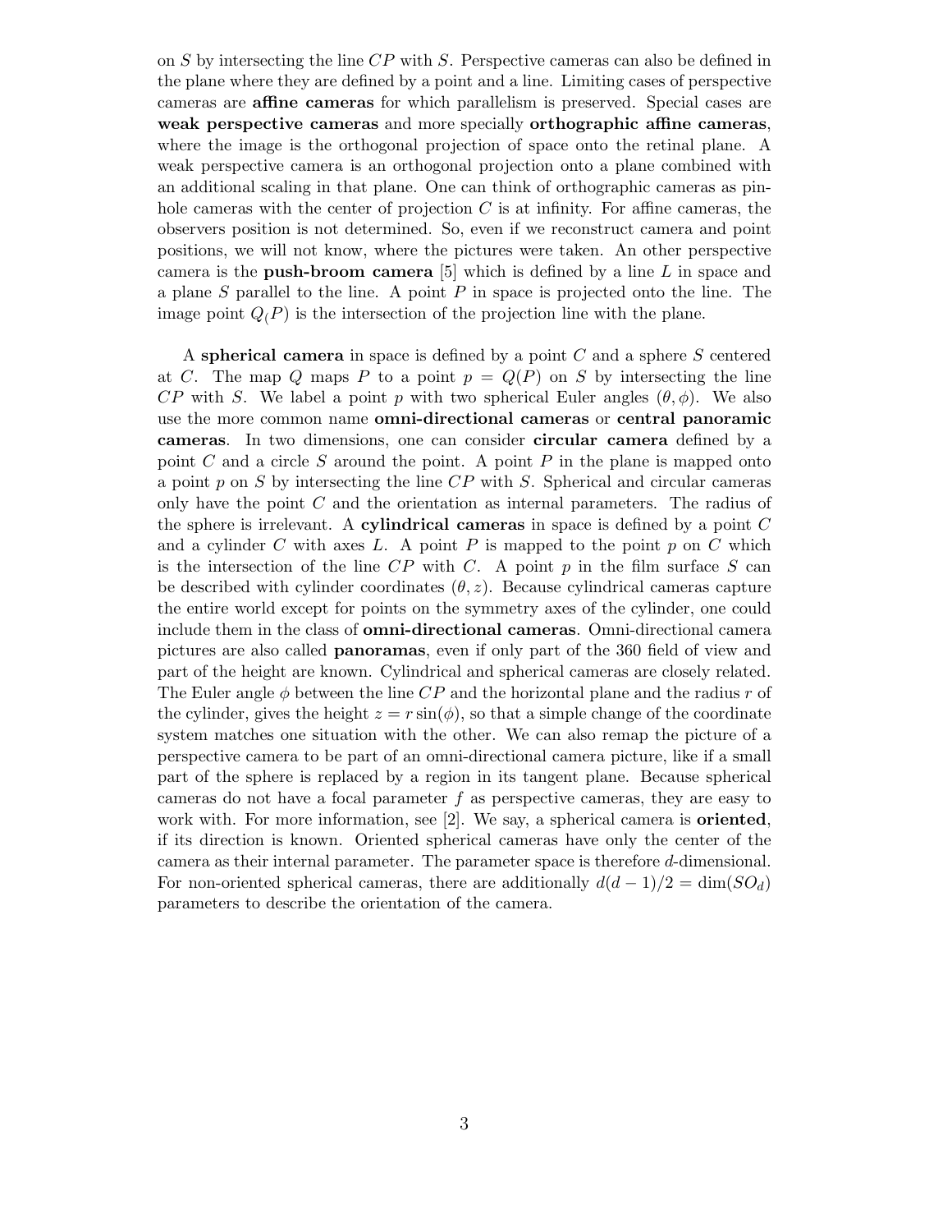on $S$ by intersecting the line $CP$ with $S$. Perspective cameras can also be defined in the plane where they are defined by a point and a line. Limiting cases of perspective cameras are **affine cameras** for which parallelism is preserved. Special cases are **weak perspective cameras** and more specially **orthographic affine cameras**, where the image is the orthogonal projection of space onto the retinal plane. A weak perspective camera is an orthogonal projection onto a plane combined with an additional scaling in that plane. One can think of orthographic cameras as pinhole cameras with the center of projection $C$ is at infinity. For affine cameras, the observers position is not determined. So, even if we reconstruct camera and point positions, we will not know, where the pictures were taken. An other perspective camera is the **push-broom camera** [5] which is defined by a line $L$ in space and a plane $S$ parallel to the line. A point $P$ in space is projected onto the line. The image point $Q_(P)$ is the intersection of the projection line with the plane.

A **spherical camera** in space is defined by a point $C$ and a sphere $S$ centered at $C$. The map $Q$ maps $P$ to a point $p = Q(P)$ on $S$ by intersecting the line $CP$ with $S$. We label a point $p$ with two spherical Euler angles $(\theta, \phi)$. We also use the more common name **omni-directional cameras** or **central panoramic cameras**. In two dimensions, one can consider **circular camera** defined by a point $C$ and a circle $S$ around the point. A point $P$ in the plane is mapped onto a point $p$ on $S$ by intersecting the line $CP$ with $S$. Spherical and circular cameras only have the point $C$ and the orientation as internal parameters. The radius of the sphere is irrelevant. A **cylindrical cameras** in space is defined by a point $C$ and a cylinder $C$ with axes $L$. A point $P$ is mapped to the point $p$ on $C$ which is the intersection of the line $CP$ with $C$. A point $p$ in the film surface $S$ can be described with cylinder coordinates $(\theta, z)$. Because cylindrical cameras capture the entire world except for points on the symmetry axes of the cylinder, one could include them in the class of **omni-directional cameras**. Omni-directional camera pictures are also called **panoramas**, even if only part of the 360 field of view and part of the height are known. Cylindrical and spherical cameras are closely related. The Euler angle $\phi$ between the line $CP$ and the horizontal plane and the radius $r$ of the cylinder, gives the height $z = r\sin(\phi)$, so that a simple change of the coordinate system matches one situation with the other. We can also remap the picture of a perspective camera to be part of an omni-directional camera picture, like if a small part of the sphere is replaced by a region in its tangent plane. Because spherical cameras do not have a focal parameter $f$ as perspective cameras, they are easy to work with. For more information, see [2]. We say, a spherical camera is **oriented**, if its direction is known. Oriented spherical cameras have only the center of the camera as their internal parameter. The parameter space is therefore $d$-dimensional. For non-oriented spherical cameras, there are additionally $d(d-1)/2 = \dim(SO_d)$ parameters to describe the orientation of the camera.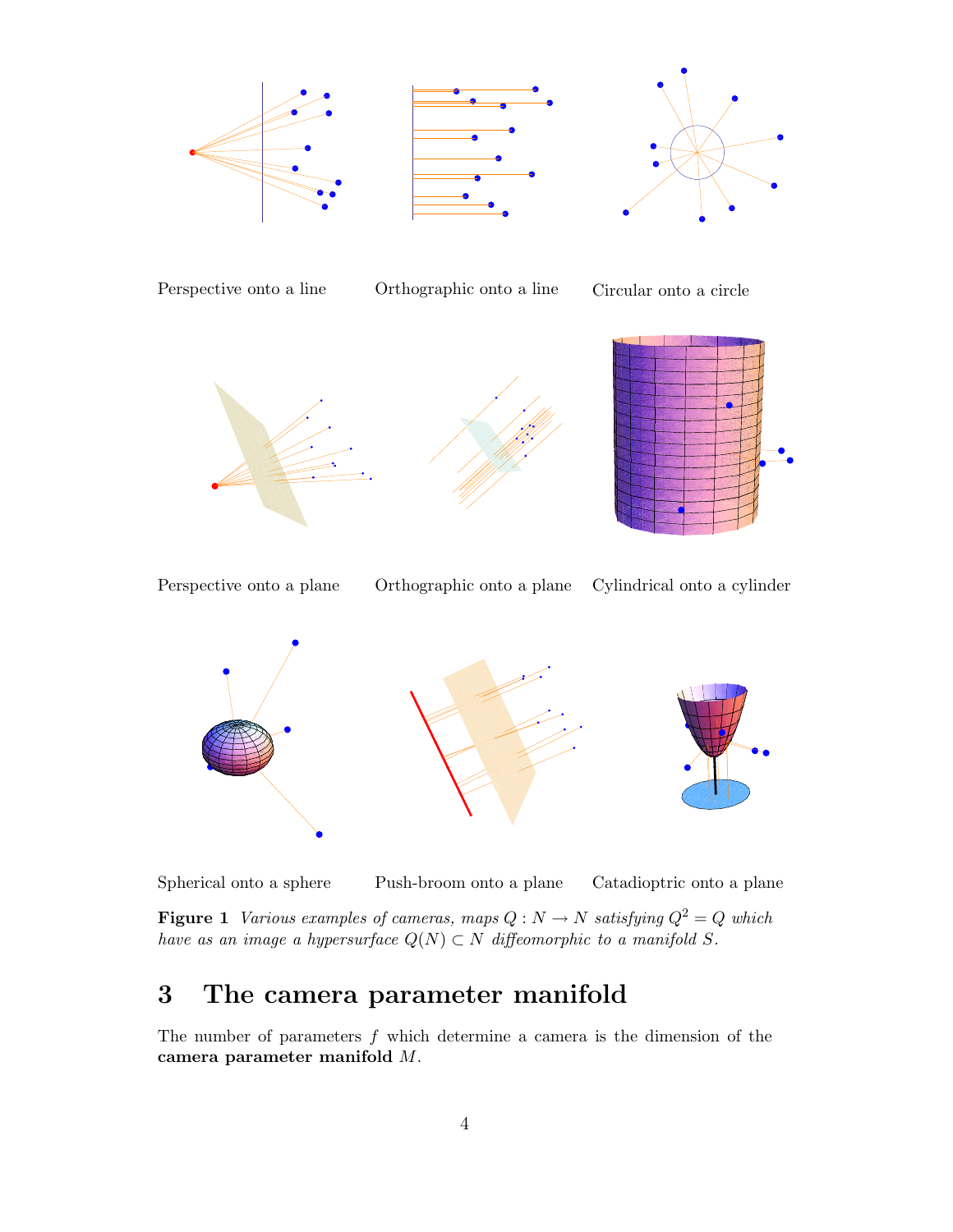Perspective onto a line

Orthographic onto a line

Circular onto a circle

Perspective onto a plane

Orthographic onto a plane

Cylindrical onto a cylinder

Spherical onto a sphere

Push-broom onto a plane

Catadioptric onto a plane

**Figure 1** *Various examples of cameras, maps $Q : N \to N$ satisfying $Q^2 = Q$ which have as an image a hypersurface $Q(N) \subset N$ diffeomorphic to a manifold $S$.*

# 3 The camera parameter manifold

The number of parameters $f$ which determine a camera is the dimension of the **camera parameter manifold** $M$.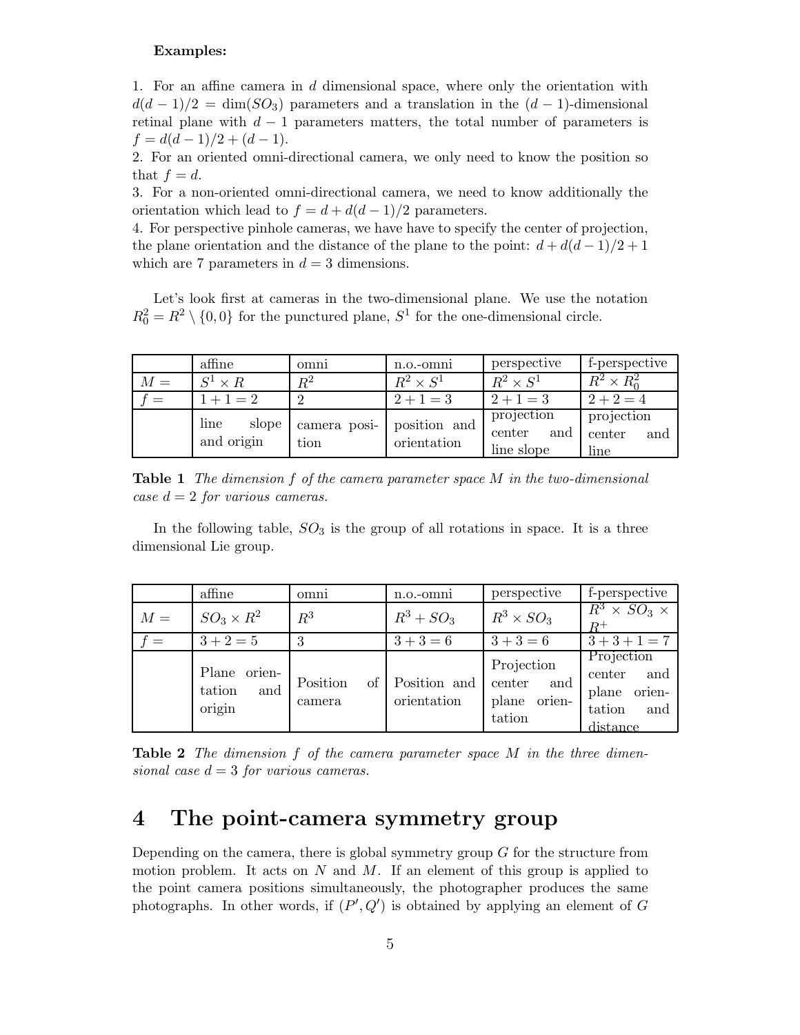**Examples:**

1. For an affine camera in $d$ dimensional space, where only the orientation with $d(d-1)/2 = \dim(SO_3)$ parameters and a translation in the $(d-1)$-dimensional retinal plane with $d-1$ parameters matters, the total number of parameters is $f = d(d-1)/2 + (d-1)$.
2. For an oriented omni-directional camera, we only need to know the position so that $f = d$.
3. For a non-oriented omni-directional camera, we need to know additionally the orientation which lead to $f = d + d(d-1)/2$ parameters.
4. For perspective pinhole cameras, we have have to specify the center of projection, the plane orientation and the distance of the plane to the point: $d + d(d-1)/2 + 1$ which are 7 parameters in $d = 3$ dimensions.

Let's look first at cameras in the two-dimensional plane. We use the notation $R_0^2 = R^2 \setminus \{0, 0\}$ for the punctured plane, $S^1$ for the one-dimensional circle.

| | affine | omni | n.o.-omni | perspective | f-perspective |
|---|---|---|---|---|---|
| $M =$ | $S^1 \times R$ | $R^2$ | $R^2 \times S^1$ | $R^2 \times S^1$ | $R^2 \times R_0^2$ |
| $f =$ | $1 + 1 = 2$ | $2$ | $2 + 1 = 3$ | $2 + 1 = 3$ | $2 + 2 = 4$ |
| | line slope and origin | camera position | position and orientation | projection center and line slope | projection center and line |

**Table 1** *The dimension $f$ of the camera parameter space $M$ in the two-dimensional case $d = 2$ for various cameras.*

In the following table, $SO_3$ is the group of all rotations in space. It is a three dimensional Lie group.

| | affine | omni | n.o.-omni | perspective | f-perspective |
|---|---|---|---|---|---|
| $M =$ | $SO_3 \times R^2$ | $R^3$ | $R^3 + SO_3$ | $R^3 \times SO_3$ | $R^3 \times SO_3 \times R^+$ |
| $f =$ | $3 + 2 = 5$ | $3$ | $3 + 3 = 6$ | $3 + 3 = 6$ | $3 + 3 + 1 = 7$ |
| | Plane orientation and origin | Position of camera | Position and orientation | Projection center and plane orientation | Projection center and plane orientation and distance |

**Table 2** *The dimension $f$ of the camera parameter space $M$ in the three dimensional case $d = 3$ for various cameras.*

# 4 The point-camera symmetry group

Depending on the camera, there is global symmetry group $G$ for the structure from motion problem. It acts on $N$ and $M$. If an element of this group is applied to the point camera positions simultaneously, the photographer produces the same photographs. In other words, if $(P', Q')$ is obtained by applying an element of $G$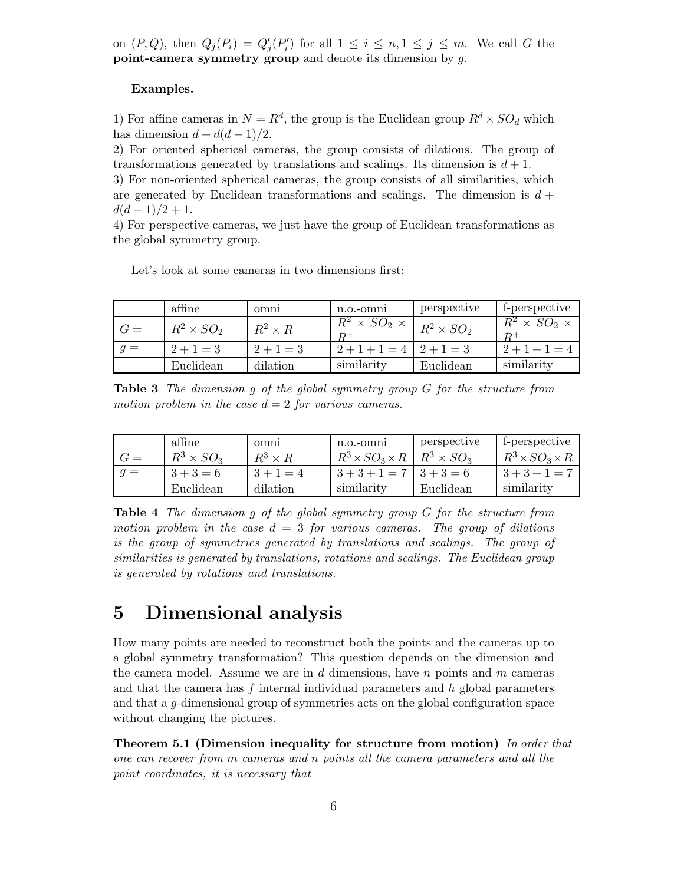on $(P,Q)$, then $Q_j(P_i) = Q'_j(P'_i)$ for all $1 \leq i \leq n, 1 \leq j \leq m$. We call $G$ the **point-camera symmetry group** and denote its dimension by $g$.

**Examples.**

1) For affine cameras in $N = R^d$, the group is the Euclidean group $R^d \times SO_d$ which has dimension $d + d(d-1)/2$.
2) For oriented spherical cameras, the group consists of dilations. The group of transformations generated by translations and scalings. Its dimension is $d+1$.
3) For non-oriented spherical cameras, the group consists of all similarities, which are generated by Euclidean transformations and scalings. The dimension is $d + d(d-1)/2 + 1$.
4) For perspective cameras, we just have the group of Euclidean transformations as the global symmetry group.

Let's look at some cameras in two dimensions first:

| | affine | omni | n.o.-omni | perspective | f-perspective |
|---|---|---|---|---|---|
| $G =$ | $R^2 \times SO_2$ | $R^2 \times R$ | $R^2 \times SO_2 \times R^+$ | $R^2 \times SO_2$ | $R^2 \times SO_2 \times R^+$ |
| $g =$ | $2+1=3$ | $2+1=3$ | $2+1+1=4$ | $2+1=3$ | $2+1+1=4$ |
| | Euclidean | dilation | similarity | Euclidean | similarity |

**Table 3** *The dimension $g$ of the global symmetry group $G$ for the structure from motion problem in the case $d=2$ for various cameras.*

| | affine | omni | n.o.-omni | perspective | f-perspective |
|---|---|---|---|---|---|
| $G =$ | $R^3 \times SO_3$ | $R^3 \times R$ | $R^3 \times SO_3 \times R$ | $R^3 \times SO_3$ | $R^3 \times SO_3 \times R$ |
| $g =$ | $3+3=6$ | $3+1=4$ | $3+3+1=7$ | $3+3=6$ | $3+3+1=7$ |
| | Euclidean | dilation | similarity | Euclidean | similarity |

**Table 4** *The dimension $g$ of the global symmetry group $G$ for the structure from motion problem in the case $d=3$ for various cameras. The group of dilations is the group of symmetries generated by translations and scalings. The group of similarities is generated by translations, rotations and scalings. The Euclidean group is generated by rotations and translations.*

# 5 Dimensional analysis

How many points are needed to reconstruct both the points and the cameras up to a global symmetry transformation? This question depends on the dimension and the camera model. Assume we are in $d$ dimensions, have $n$ points and $m$ cameras and that the camera has $f$ internal individual parameters and $h$ global parameters and that a $g$-dimensional group of symmetries acts on the global configuration space without changing the pictures.

**Theorem 5.1 (Dimension inequality for structure from motion)** *In order that one can recover from $m$ cameras and $n$ points all the camera parameters and all the point coordinates, it is necessary that*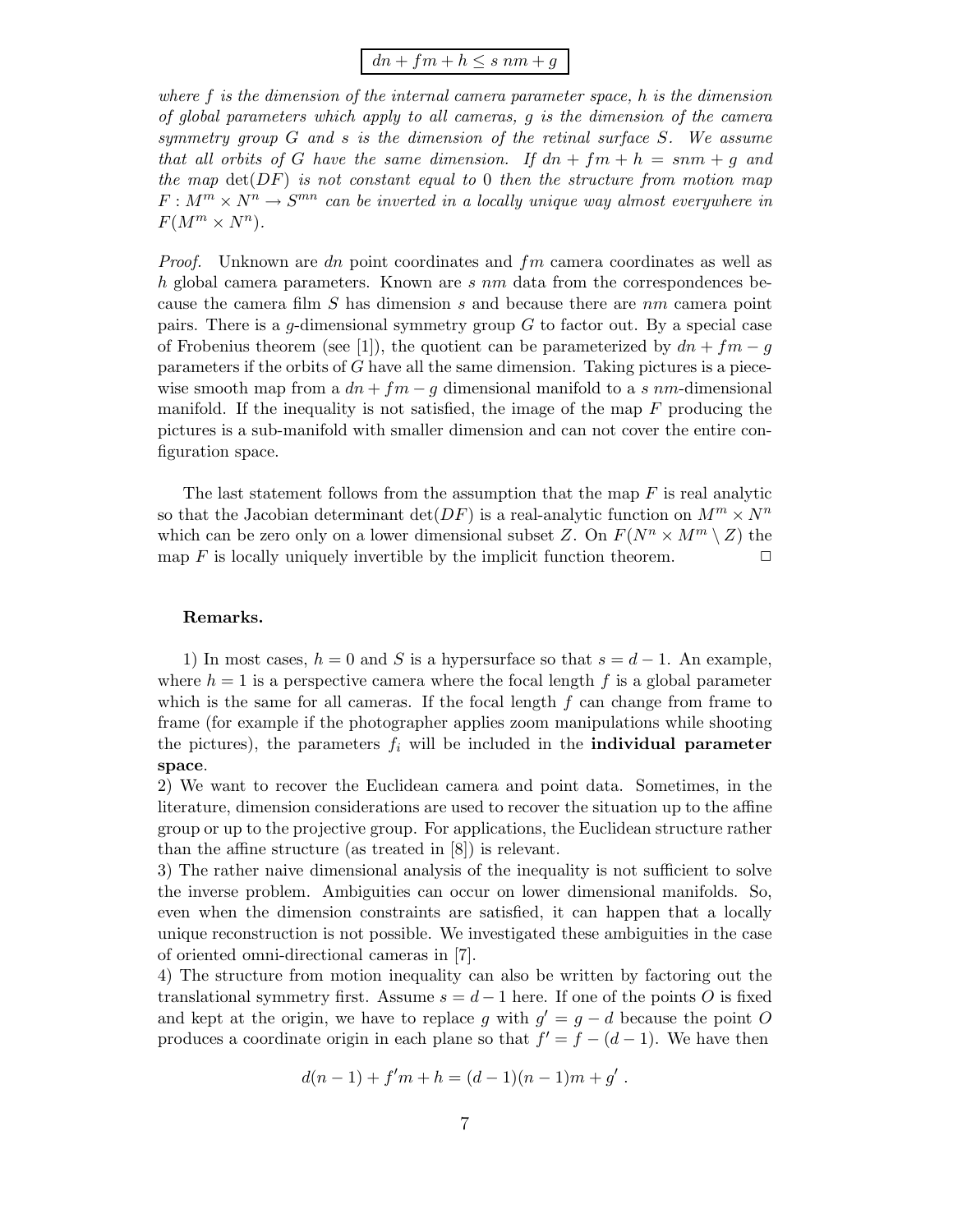$$\boxed{dn + fm + h \leq s\, nm + g}$$

*where $f$ is the dimension of the internal camera parameter space, $h$ is the dimension of global parameters which apply to all cameras, $g$ is the dimension of the camera symmetry group $G$ and $s$ is the dimension of the retinal surface $S$. We assume that all orbits of $G$ have the same dimension. If $dn + fm + h = snm + g$ and the map $\det(DF)$ is not constant equal to 0 then the structure from motion map $F : M^m \times N^n \to S^{mn}$ can be inverted in a locally unique way almost everywhere in $F(M^m \times N^n)$.*

*Proof.* Unknown are $dn$ point coordinates and $fm$ camera coordinates as well as $h$ global camera parameters. Known are $s\, nm$ data from the correspondences because the camera film $S$ has dimension $s$ and because there are $nm$ camera point pairs. There is a $g$-dimensional symmetry group $G$ to factor out. By a special case of Frobenius theorem (see [1]), the quotient can be parameterized by $dn + fm - g$ parameters if the orbits of $G$ have all the same dimension. Taking pictures is a piecewise smooth map from a $dn + fm - g$ dimensional manifold to a $s\, nm$-dimensional manifold. If the inequality is not satisfied, the image of the map $F$ producing the pictures is a sub-manifold with smaller dimension and can not cover the entire configuration space.

The last statement follows from the assumption that the map $F$ is real analytic so that the Jacobian determinant $\det(DF)$ is a real-analytic function on $M^m \times N^n$ which can be zero only on a lower dimensional subset $Z$. On $F(N^n \times M^m \setminus Z)$ the map $F$ is locally uniquely invertible by the implicit function theorem. □

**Remarks.**

1) In most cases, $h = 0$ and $S$ is a hypersurface so that $s = d - 1$. An example, where $h = 1$ is a perspective camera where the focal length $f$ is a global parameter which is the same for all cameras. If the focal length $f$ can change from frame to frame (for example if the photographer applies zoom manipulations while shooting the pictures), the parameters $f_i$ will be included in the **individual parameter space**.
2) We want to recover the Euclidean camera and point data. Sometimes, in the literature, dimension considerations are used to recover the situation up to the affine group or up to the projective group. For applications, the Euclidean structure rather than the affine structure (as treated in [8]) is relevant.
3) The rather naive dimensional analysis of the inequality is not sufficient to solve the inverse problem. Ambiguities can occur on lower dimensional manifolds. So, even when the dimension constraints are satisfied, it can happen that a locally unique reconstruction is not possible. We investigated these ambiguities in the case of oriented omni-directional cameras in [7].
4) The structure from motion inequality can also be written by factoring out the translational symmetry first. Assume $s = d - 1$ here. If one of the points $O$ is fixed and kept at the origin, we have to replace $g$ with $g' = g - d$ because the point $O$ produces a coordinate origin in each plane so that $f' = f - (d - 1)$. We have then

$$d(n-1) + f'm + h = (d-1)(n-1)m + g' .$$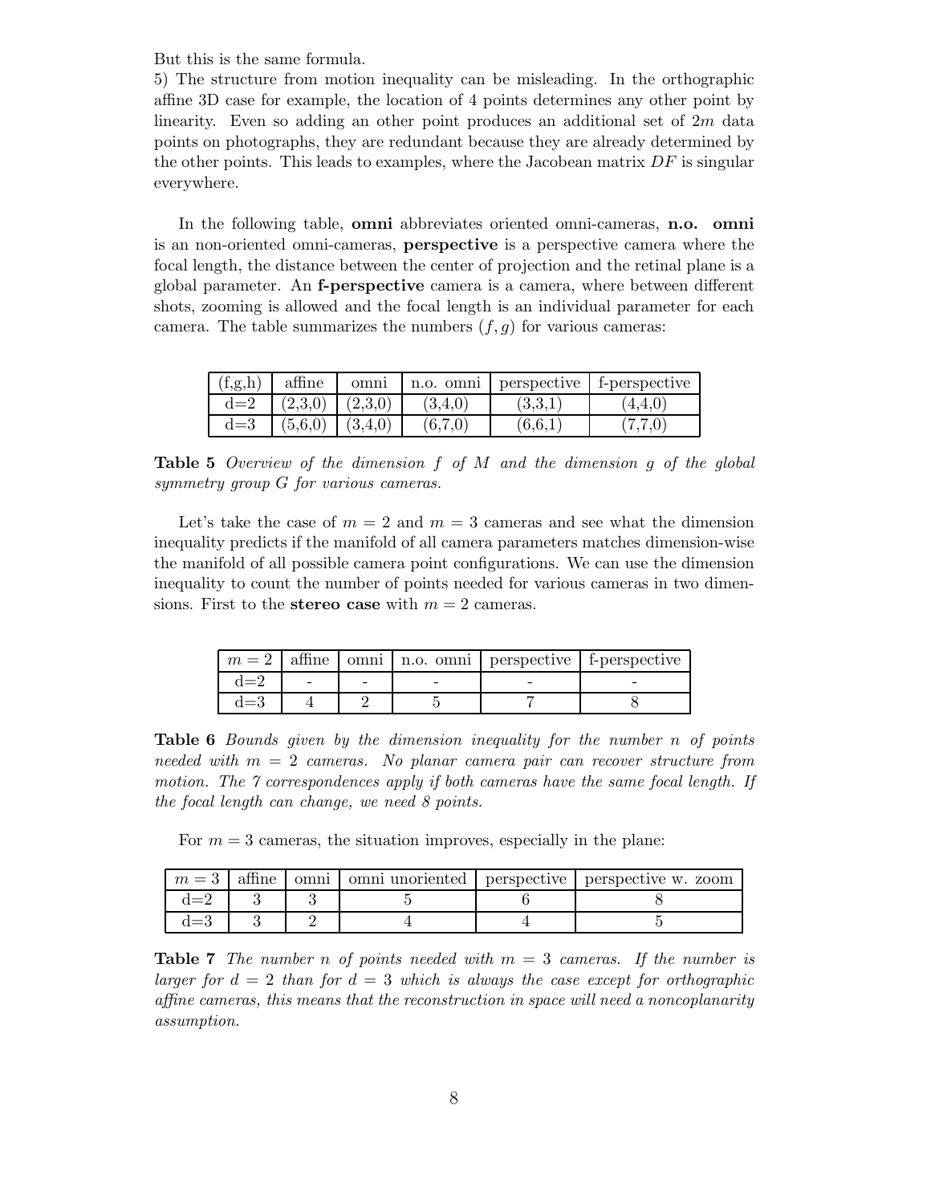But this is the same formula.

5) The structure from motion inequality can be misleading. In the orthographic affine 3D case for example, the location of 4 points determines any other point by linearity. Even so adding an other point produces an additional set of $2m$ data points on photographs, they are redundant because they are already determined by the other points. This leads to examples, where the Jacobean matrix $DF$ is singular everywhere.

In the following table, **omni** abbreviates oriented omni-cameras, **n.o. omni** is an non-oriented omni-cameras, **perspective** is a perspective camera where the focal length, the distance between the center of projection and the retinal plane is a global parameter. An **f-perspective** camera is a camera, where between different shots, zooming is allowed and the focal length is an individual parameter for each camera. The table summarizes the numbers $(f, g)$ for various cameras:

| (f,g,h) | affine | omni | n.o. omni | perspective | f-perspective |
|---|---|---|---|---|---|
| d=2 | (2,3,0) | (2,3,0) | (3,4,0) | (3,3,1) | (4,4,0) |
| d=3 | (5,6,0) | (3,4,0) | (6,7,0) | (6,6,1) | (7,7,0) |

**Table 5** *Overview of the dimension $f$ of $M$ and the dimension $g$ of the global symmetry group $G$ for various cameras.*

Let's take the case of $m = 2$ and $m = 3$ cameras and see what the dimension inequality predicts if the manifold of all camera parameters matches dimension-wise the manifold of all possible camera point configurations. We can use the dimension inequality to count the number of points needed for various cameras in two dimensions. First to the **stereo case** with $m = 2$ cameras.

| $m = 2$ | affine | omni | n.o. omni | perspective | f-perspective |
|---|---|---|---|---|---|
| d=2 | - | - | - | - | - |
| d=3 | 4 | 2 | 5 | 7 | 8 |

**Table 6** *Bounds given by the dimension inequality for the number $n$ of points needed with $m = 2$ cameras. No planar camera pair can recover structure from motion. The 7 correspondences apply if both cameras have the same focal length. If the focal length can change, we need 8 points.*

For $m = 3$ cameras, the situation improves, especially in the plane:

| $m = 3$ | affine | omni | omni unoriented | perspective | perspective w. zoom |
|---|---|---|---|---|---|
| d=2 | 3 | 3 | 5 | 6 | 8 |
| d=3 | 3 | 2 | 4 | 4 | 5 |

**Table 7** *The number $n$ of points needed with $m = 3$ cameras. If the number is larger for $d = 2$ than for $d = 3$ which is always the case except for orthographic affine cameras, this means that the reconstruction in space will need a noncoplanarity assumption.*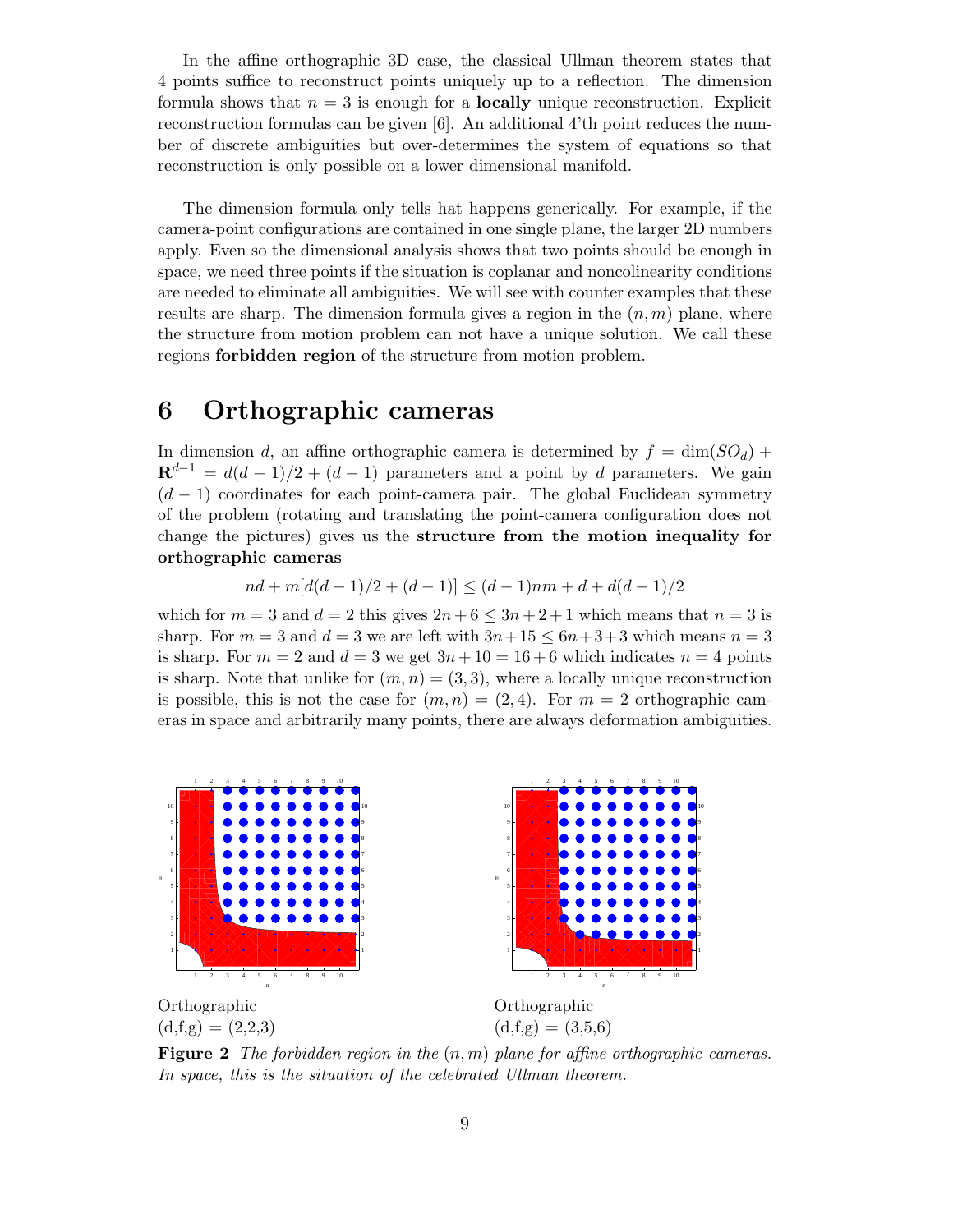In the affine orthographic 3D case, the classical Ullman theorem states that 4 points suffice to reconstruct points uniquely up to a reflection. The dimension formula shows that $n = 3$ is enough for a **locally** unique reconstruction. Explicit reconstruction formulas can be given [6]. An additional 4'th point reduces the number of discrete ambiguities but over-determines the system of equations so that reconstruction is only possible on a lower dimensional manifold.

The dimension formula only tells hat happens generically. For example, if the camera-point configurations are contained in one single plane, the larger 2D numbers apply. Even so the dimensional analysis shows that two points should be enough in space, we need three points if the situation is coplanar and noncolinearity conditions are needed to eliminate all ambiguities. We will see with counter examples that these results are sharp. The dimension formula gives a region in the $(n, m)$ plane, where the structure from motion problem can not have a unique solution. We call these regions **forbidden region** of the structure from motion problem.

# 6 Orthographic cameras

In dimension $d$, an affine orthographic camera is determined by $f = \dim(SO_d) + \mathbf{R}^{d-1} = d(d-1)/2 + (d-1)$ parameters and a point by $d$ parameters. We gain $(d-1)$ coordinates for each point-camera pair. The global Euclidean symmetry of the problem (rotating and translating the point-camera configuration does not change the pictures) gives us the **structure from the motion inequality for orthographic cameras**

$$nd + m[d(d-1)/2 + (d-1)] \leq (d-1)nm + d + d(d-1)/2$$

which for $m = 3$ and $d = 2$ this gives $2n + 6 \leq 3n + 2 + 1$ which means that $n = 3$ is sharp. For $m = 3$ and $d = 3$ we are left with $3n + 15 \leq 6n + 3 + 3$ which means $n = 3$ is sharp. For $m = 2$ and $d = 3$ we get $3n + 10 = 16 + 6$ which indicates $n = 4$ points is sharp. Note that unlike for $(m, n) = (3, 3)$, where a locally unique reconstruction is possible, this is not the case for $(m, n) = (2, 4)$. For $m = 2$ orthographic cameras in space and arbitrarily many points, there are always deformation ambiguities.

Orthographic
(d,f,g) = (2,2,3)

Orthographic
(d,f,g) = (3,5,6)

**Figure 2** *The forbidden region in the $(n, m)$ plane for affine orthographic cameras. In space, this is the situation of the celebrated Ullman theorem.*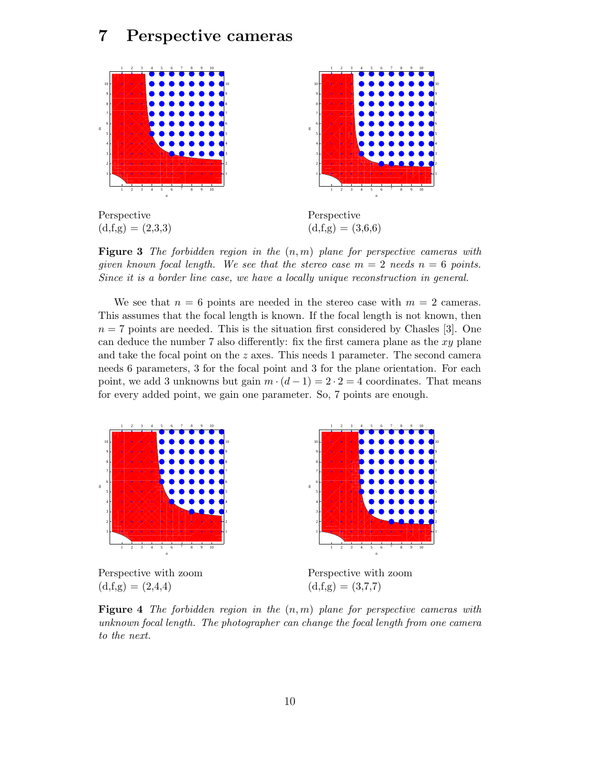# 7 Perspective cameras

Perspective
(d,f,g) = (2,3,3)

Perspective
(d,f,g) = (3,6,6)

**Figure 3** *The forbidden region in the $(n,m)$ plane for perspective cameras with given known focal length. We see that the stereo case $m = 2$ needs $n = 6$ points. Since it is a border line case, we have a locally unique reconstruction in general.*

We see that $n = 6$ points are needed in the stereo case with $m = 2$ cameras. This assumes that the focal length is known. If the focal length is not known, then $n = 7$ points are needed. This is the situation first considered by Chasles [3]. One can deduce the number 7 also differently: fix the first camera plane as the $xy$ plane and take the focal point on the $z$ axes. This needs 1 parameter. The second camera needs 6 parameters, 3 for the focal point and 3 for the plane orientation. For each point, we add 3 unknowns but gain $m \cdot (d-1) = 2 \cdot 2 = 4$ coordinates. That means for every added point, we gain one parameter. So, 7 points are enough.

Perspective with zoom
(d,f,g) = (2,4,4)

Perspective with zoom
(d,f,g) = (3,7,7)

**Figure 4** *The forbidden region in the $(n,m)$ plane for perspective cameras with unknown focal length. The photographer can change the focal length from one camera to the next.*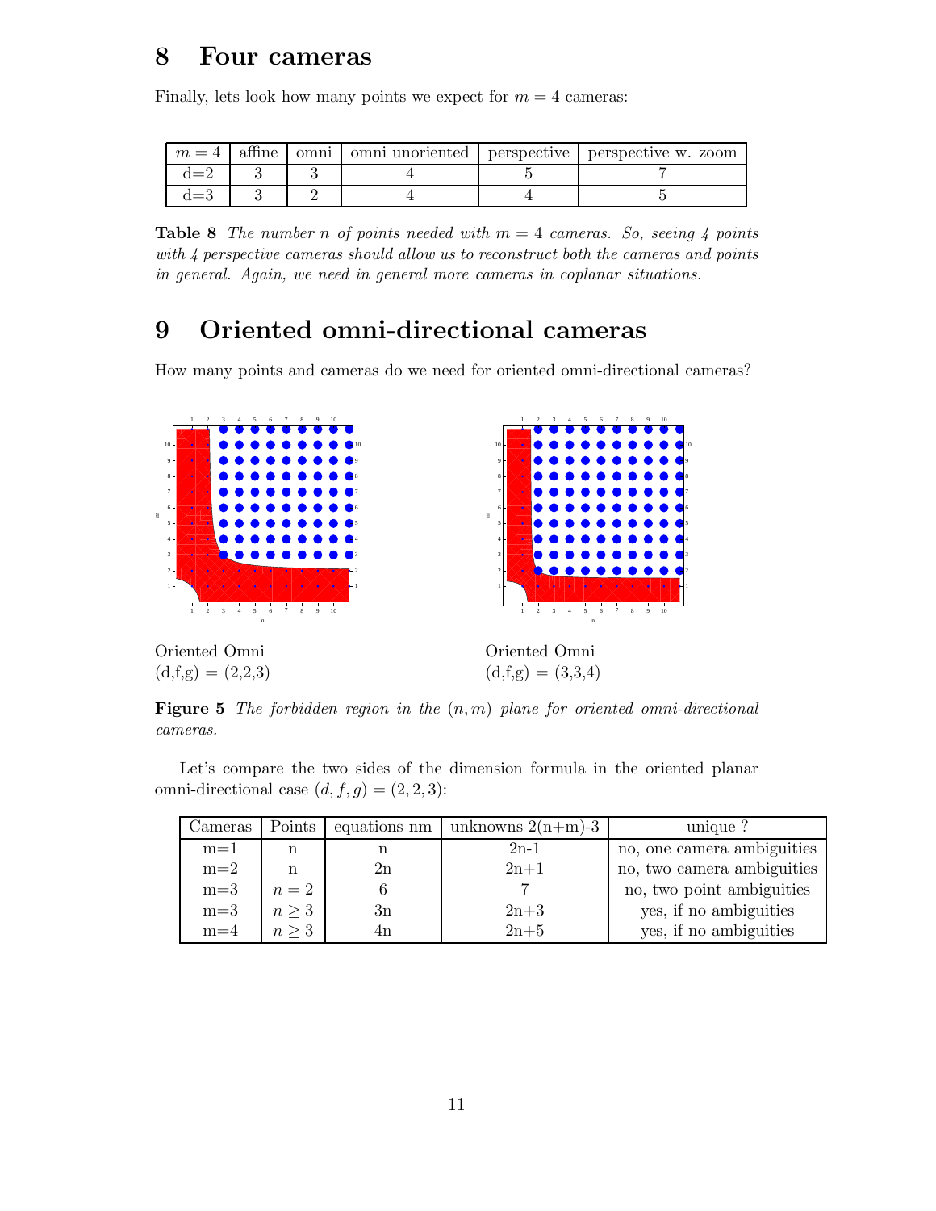## 8 Four cameras

Finally, lets look how many points we expect for $m = 4$ cameras:

| $m = 4$ | affine | omni | omni unoriented | perspective | perspective w. zoom |
|---|---|---|---|---|---|
| d=2 | 3 | 3 | 4 | 5 | 7 |
| d=3 | 3 | 2 | 4 | 4 | 5 |

**Table 8** *The number n of points needed with $m = 4$ cameras. So, seeing 4 points with 4 perspective cameras should allow us to reconstruct both the cameras and points in general. Again, we need in general more cameras in coplanar situations.*

## 9 Oriented omni-directional cameras

How many points and cameras do we need for oriented omni-directional cameras?

Oriented Omni (d,f,g) = (2,2,3)

Oriented Omni (d,f,g) = (3,3,4)

**Figure 5** *The forbidden region in the $(n, m)$ plane for oriented omni-directional cameras.*

Let's compare the two sides of the dimension formula in the oriented planar omni-directional case $(d, f, g) = (2, 2, 3)$:

| Cameras | Points | equations nm | unknowns 2(n+m)-3 | unique ? |
|---|---|---|---|---|
| m=1 | n | n | 2n-1 | no, one camera ambiguities |
| m=2 | n | 2n | 2n+1 | no, two camera ambiguities |
| m=3 | $n = 2$ | 6 | 7 | no, two point ambiguities |
| m=3 | $n \geq 3$ | 3n | 2n+3 | yes, if no ambiguities |
| m=4 | $n \geq 3$ | 4n | 2n+5 | yes, if no ambiguities |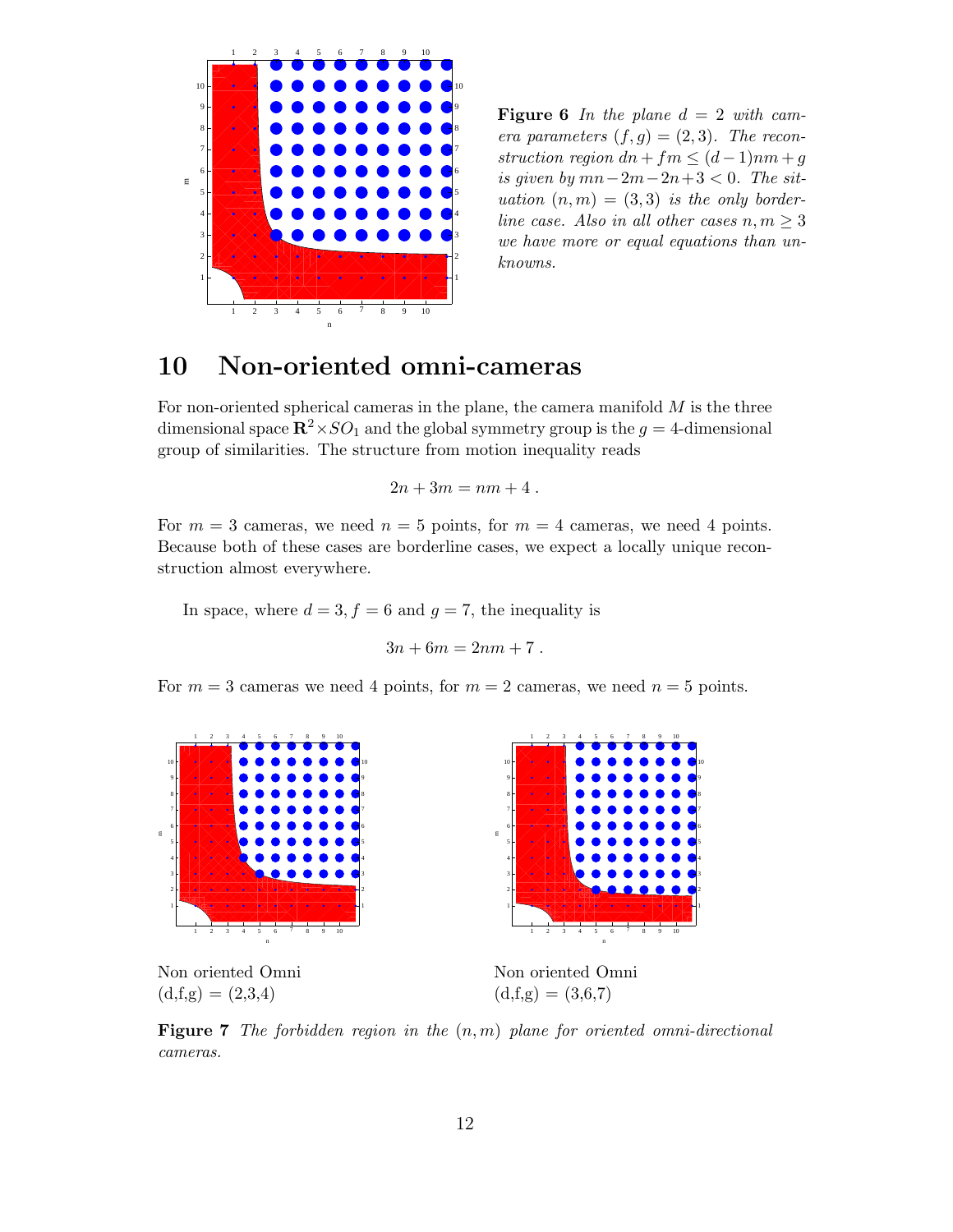**Figure 6** *In the plane $d = 2$ with camera parameters $(f, g) = (2, 3)$. The reconstruction region $dn + fm \leq (d-1)nm + g$ is given by $mn - 2m - 2n + 3 < 0$. The situation $(n, m) = (3, 3)$ is the only borderline case. Also in all other cases $n, m \geq 3$ we have more or equal equations than unknowns.*

# 10 Non-oriented omni-cameras

For non-oriented spherical cameras in the plane, the camera manifold $M$ is the three dimensional space $\mathbf{R}^2 \times SO_1$ and the global symmetry group is the $g = 4$-dimensional group of similarities. The structure from motion inequality reads

$$2n + 3m = nm + 4 .$$

For $m = 3$ cameras, we need $n = 5$ points, for $m = 4$ cameras, we need 4 points. Because both of these cases are borderline cases, we expect a locally unique reconstruction almost everywhere.

In space, where $d = 3$, $f = 6$ and $g = 7$, the inequality is

$$3n + 6m = 2nm + 7 .$$

For $m = 3$ cameras we need 4 points, for $m = 2$ cameras, we need $n = 5$ points.

Non oriented Omni
(d,f,g) = (2,3,4)

Non oriented Omni
(d,f,g) = (3,6,7)

**Figure 7** *The forbidden region in the $(n, m)$ plane for oriented omni-directional cameras.*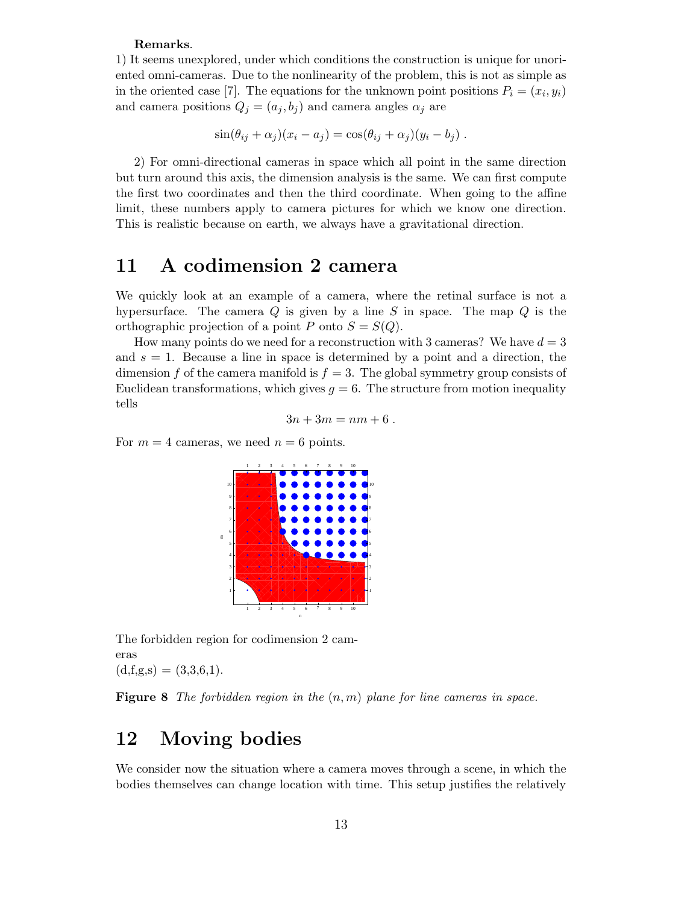**Remarks**.

1) It seems unexplored, under which conditions the construction is unique for unoriented omni-cameras. Due to the nonlinearity of the problem, this is not as simple as in the oriented case [7]. The equations for the unknown point positions $P_i = (x_i, y_i)$ and camera positions $Q_j = (a_j, b_j)$ and camera angles $\alpha_j$ are

$$\sin(\theta_{ij} + \alpha_j)(x_i - a_j) = \cos(\theta_{ij} + \alpha_j)(y_i - b_j) .$$

2) For omni-directional cameras in space which all point in the same direction but turn around this axis, the dimension analysis is the same. We can first compute the first two coordinates and then the third coordinate. When going to the affine limit, these numbers apply to camera pictures for which we know one direction. This is realistic because on earth, we always have a gravitational direction.

# 11 A codimension 2 camera

We quickly look at an example of a camera, where the retinal surface is not a hypersurface. The camera $Q$ is given by a line $S$ in space. The map $Q$ is the orthographic projection of a point $P$ onto $S = S(Q)$.

How many points do we need for a reconstruction with 3 cameras? We have $d = 3$ and $s = 1$. Because a line in space is determined by a point and a direction, the dimension $f$ of the camera manifold is $f = 3$. The global symmetry group consists of Euclidean transformations, which gives $g = 6$. The structure from motion inequality tells

$$3n + 3m = nm + 6 .$$

For $m = 4$ cameras, we need $n = 6$ points.

The forbidden region for codimension 2 cameras
(d,f,g,s) = (3,3,6,1).

**Figure 8** *The forbidden region in the $(n, m)$ plane for line cameras in space.*

# 12 Moving bodies

We consider now the situation where a camera moves through a scene, in which the bodies themselves can change location with time. This setup justifies the relatively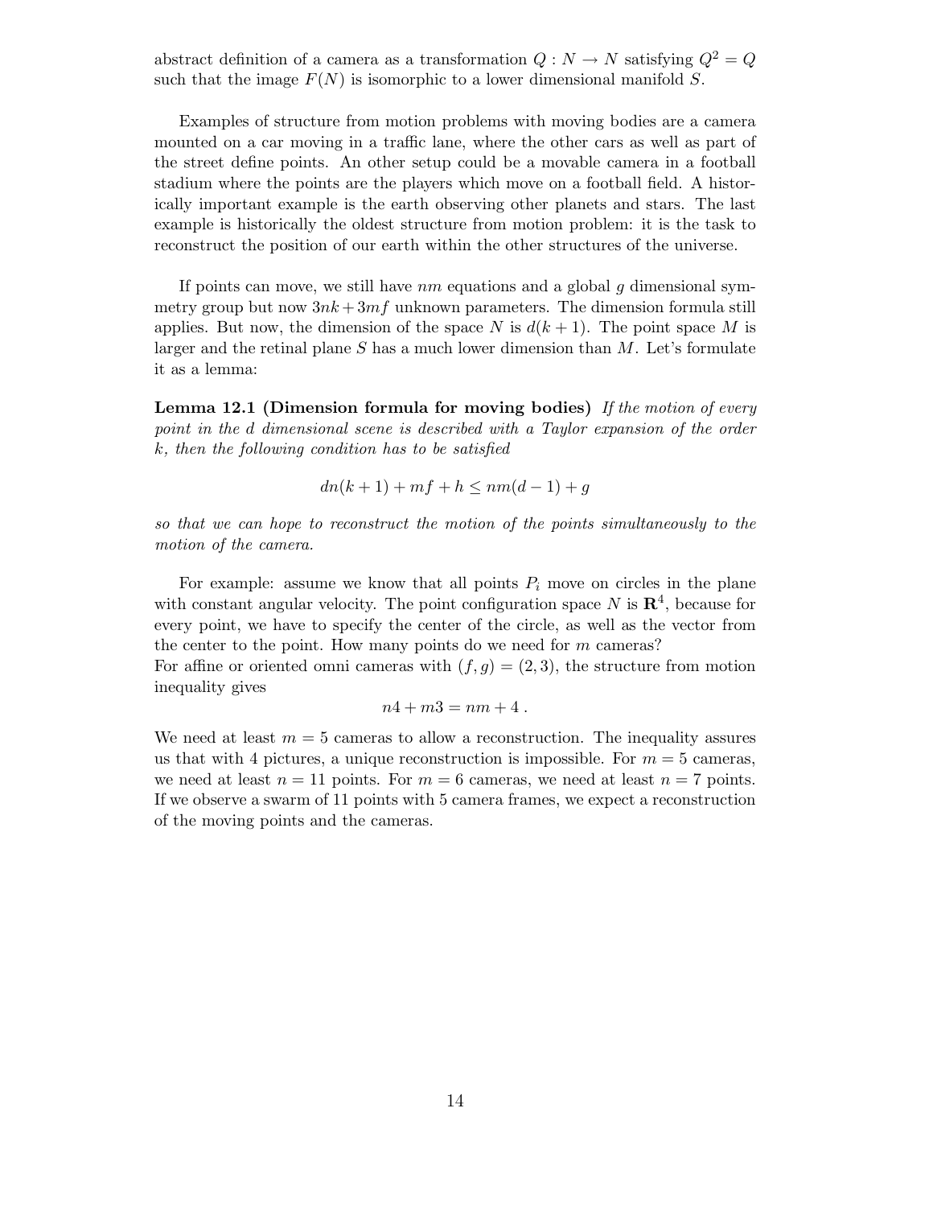abstract definition of a camera as a transformation $Q : N \to N$ satisfying $Q^2 = Q$ such that the image $F(N)$ is isomorphic to a lower dimensional manifold $S$.

Examples of structure from motion problems with moving bodies are a camera mounted on a car moving in a traffic lane, where the other cars as well as part of the street define points. An other setup could be a movable camera in a football stadium where the points are the players which move on a football field. A historically important example is the earth observing other planets and stars. The last example is historically the oldest structure from motion problem: it is the task to reconstruct the position of our earth within the other structures of the universe.

If points can move, we still have $nm$ equations and a global $g$ dimensional symmetry group but now $3nk + 3mf$ unknown parameters. The dimension formula still applies. But now, the dimension of the space $N$ is $d(k+1)$. The point space $M$ is larger and the retinal plane $S$ has a much lower dimension than $M$. Let's formulate it as a lemma:

**Lemma 12.1 (Dimension formula for moving bodies)** *If the motion of every point in the d dimensional scene is described with a Taylor expansion of the order k, then the following condition has to be satisfied*

$$dn(k+1) + mf + h \leq nm(d-1) + g$$

*so that we can hope to reconstruct the motion of the points simultaneously to the motion of the camera.*

For example: assume we know that all points $P_i$ move on circles in the plane with constant angular velocity. The point configuration space $N$ is $\mathbf{R}^4$, because for every point, we have to specify the center of the circle, as well as the vector from the center to the point. How many points do we need for $m$ cameras?
For affine or oriented omni cameras with $(f, g) = (2, 3)$, the structure from motion inequality gives

$$n4 + m3 = nm + 4 \ .$$

We need at least $m = 5$ cameras to allow a reconstruction. The inequality assures us that with 4 pictures, a unique reconstruction is impossible. For $m = 5$ cameras, we need at least $n = 11$ points. For $m = 6$ cameras, we need at least $n = 7$ points. If we observe a swarm of 11 points with 5 camera frames, we expect a reconstruction of the moving points and the cameras.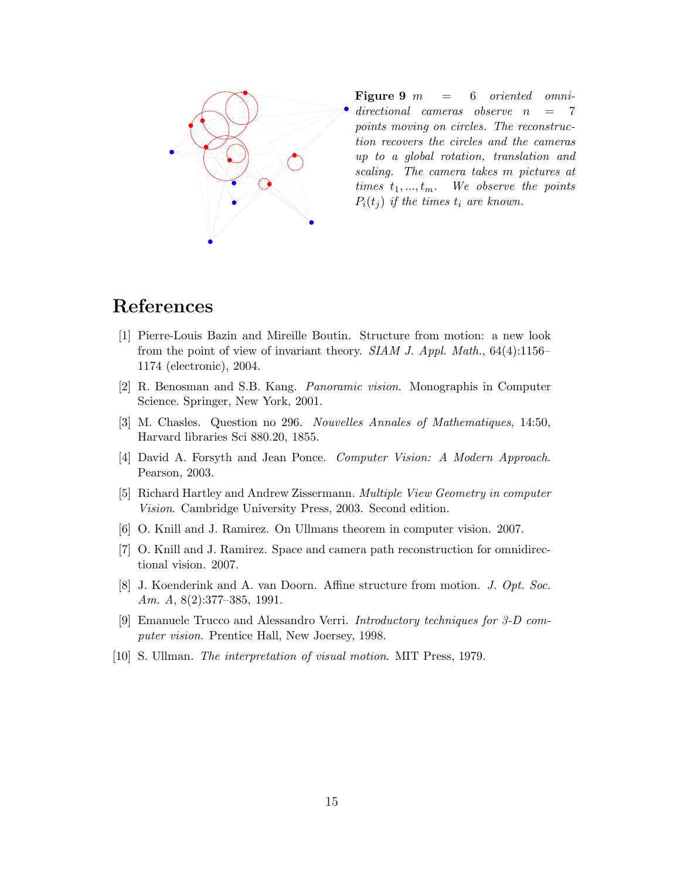**Figure 9** *$m = 6$ oriented omni-directional cameras observe $n = 7$ points moving on circles. The reconstruction recovers the circles and the cameras up to a global rotation, translation and scaling. The camera takes $m$ pictures at times $t_1, ..., t_m$. We observe the points $P_i(t_j)$ if the times $t_i$ are known.*

# References

[1] Pierre-Louis Bazin and Mireille Boutin. Structure from motion: a new look from the point of view of invariant theory. *SIAM J. Appl. Math.*, 64(4):1156–1174 (electronic), 2004.

[2] R. Benosman and S.B. Kang. *Panoramic vision*. Monographis in Computer Science. Springer, New York, 2001.

[3] M. Chasles. Question no 296. *Nouvelles Annales of Mathematiques*, 14:50, Harvard libraries Sci 880.20, 1855.

[4] David A. Forsyth and Jean Ponce. *Computer Vision: A Modern Approach*. Pearson, 2003.

[5] Richard Hartley and Andrew Zissermann. *Multiple View Geometry in computer Vision*. Cambridge University Press, 2003. Second edition.

[6] O. Knill and J. Ramirez. On Ullmans theorem in computer vision. 2007.

[7] O. Knill and J. Ramirez. Space and camera path reconstruction for omnidirectional vision. 2007.

[8] J. Koenderink and A. van Doorn. Affine structure from motion. *J. Opt. Soc. Am. A*, 8(2):377–385, 1991.

[9] Emanuele Trucco and Alessandro Verri. *Introductory techniques for 3-D computer vision*. Prentice Hall, New Joersey, 1998.

[10] S. Ullman. *The interpretation of visual motion*. MIT Press, 1979.